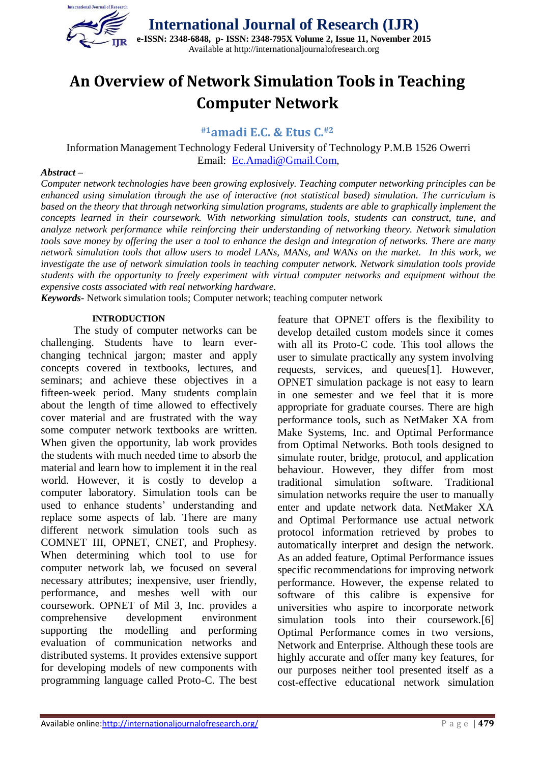# An Overview of Network Simulation Tools in Teaching Computer Network

**#1amadi E.C. & Etus C.#2**

Information Management Technology Federal University of Technology P.M.B 1526 Owerri
Email: Ec.Amadi@Gmail.Com,

***Abstract –***
*Computer network technologies have been growing explosively. Teaching computer networking principles can be enhanced using simulation through the use of interactive (not statistical based) simulation. The curriculum is based on the theory that through networking simulation programs, students are able to graphically implement the concepts learned in their coursework. With networking simulation tools, students can construct, tune, and analyze network performance while reinforcing their understanding of networking theory. Network simulation tools save money by offering the user a tool to enhance the design and integration of networks. There are many network simulation tools that allow users to model LANs, MANs, and WANs on the market. In this work, we investigate the use of network simulation tools in teaching computer network. Network simulation tools provide students with the opportunity to freely experiment with virtual computer networks and equipment without the expensive costs associated with real networking hardware.*

***Keywords-*** Network simulation tools; Computer network; teaching computer network

## INTRODUCTION

The study of computer networks can be challenging. Students have to learn ever-changing technical jargon; master and apply concepts covered in textbooks, lectures, and seminars; and achieve these objectives in a fifteen-week period. Many students complain about the length of time allowed to effectively cover material and are frustrated with the way some computer network textbooks are written. When given the opportunity, lab work provides the students with much needed time to absorb the material and learn how to implement it in the real world. However, it is costly to develop a computer laboratory. Simulation tools can be used to enhance students' understanding and replace some aspects of lab. There are many different network simulation tools such as COMNET III, OPNET, CNET, and Prophesy. When determining which tool to use for computer network lab, we focused on several necessary attributes; inexpensive, user friendly, performance, and meshes well with our coursework. OPNET of Mil 3, Inc. provides a comprehensive development environment supporting the modelling and performing evaluation of communication networks and distributed systems. It provides extensive support for developing models of new components with programming language called Proto-C. The best feature that OPNET offers is the flexibility to develop detailed custom models since it comes with all its Proto-C code. This tool allows the user to simulate practically any system involving requests, services, and queues[1]. However, OPNET simulation package is not easy to learn in one semester and we feel that it is more appropriate for graduate courses. There are high performance tools, such as NetMaker XA from Make Systems, Inc. and Optimal Performance from Optimal Networks. Both tools designed to simulate router, bridge, protocol, and application behaviour. However, they differ from most traditional simulation software. Traditional simulation networks require the user to manually enter and update network data. NetMaker XA and Optimal Performance use actual network protocol information retrieved by probes to automatically interpret and design the network. As an added feature, Optimal Performance issues specific recommendations for improving network performance. However, the expense related to software of this calibre is expensive for universities who aspire to incorporate network simulation tools into their coursework.[6] Optimal Performance comes in two versions, Network and Enterprise. Although these tools are highly accurate and offer many key features, for our purposes neither tool presented itself as a cost-effective educational network simulation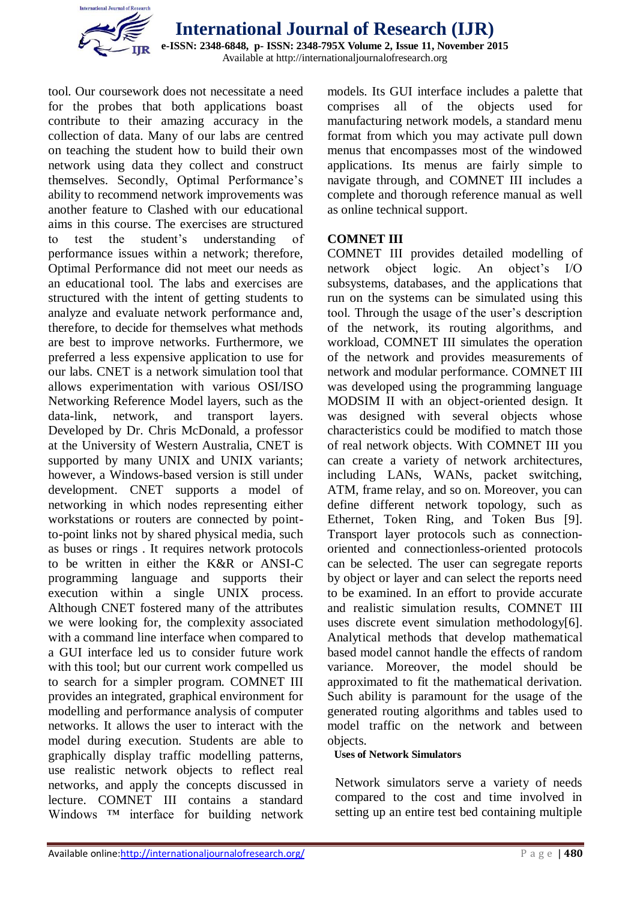tool. Our coursework does not necessitate a need for the probes that both applications boast contribute to their amazing accuracy in the collection of data. Many of our labs are centred on teaching the student how to build their own network using data they collect and construct themselves. Secondly, Optimal Performance's ability to recommend network improvements was another feature to Clashed with our educational aims in this course. The exercises are structured to test the student's understanding of performance issues within a network; therefore, Optimal Performance did not meet our needs as an educational tool. The labs and exercises are structured with the intent of getting students to analyze and evaluate network performance and, therefore, to decide for themselves what methods are best to improve networks. Furthermore, we preferred a less expensive application to use for our labs. CNET is a network simulation tool that allows experimentation with various OSI/ISO Networking Reference Model layers, such as the data-link, network, and transport layers. Developed by Dr. Chris McDonald, a professor at the University of Western Australia, CNET is supported by many UNIX and UNIX variants; however, a Windows-based version is still under development. CNET supports a model of networking in which nodes representing either workstations or routers are connected by point-to-point links not by shared physical media, such as buses or rings . It requires network protocols to be written in either the K&R or ANSI-C programming language and supports their execution within a single UNIX process. Although CNET fostered many of the attributes we were looking for, the complexity associated with a command line interface when compared to a GUI interface led us to consider future work with this tool; but our current work compelled us to search for a simpler program. COMNET III provides an integrated, graphical environment for modelling and performance analysis of computer networks. It allows the user to interact with the model during execution. Students are able to graphically display traffic modelling patterns, use realistic network objects to reflect real networks, and apply the concepts discussed in lecture. COMNET III contains a standard Windows ™ interface for building network models. Its GUI interface includes a palette that comprises all of the objects used for manufacturing network models, a standard menu format from which you may activate pull down menus that encompasses most of the windowed applications. Its menus are fairly simple to navigate through, and COMNET III includes a complete and thorough reference manual as well as online technical support.

## COMNET III

COMNET III provides detailed modelling of network object logic. An object's I/O subsystems, databases, and the applications that run on the systems can be simulated using this tool. Through the usage of the user's description of the network, its routing algorithms, and workload, COMNET III simulates the operation of the network and provides measurements of network and modular performance. COMNET III was developed using the programming language MODSIM II with an object-oriented design. It was designed with several objects whose characteristics could be modified to match those of real network objects. With COMNET III you can create a variety of network architectures, including LANs, WANs, packet switching, ATM, frame relay, and so on. Moreover, you can define different network topology, such as Ethernet, Token Ring, and Token Bus [9]. Transport layer protocols such as connection-oriented and connectionless-oriented protocols can be selected. The user can segregate reports by object or layer and can select the reports need to be examined. In an effort to provide accurate and realistic simulation results, COMNET III uses discrete event simulation methodology[6]. Analytical methods that develop mathematical based model cannot handle the effects of random variance. Moreover, the model should be approximated to fit the mathematical derivation. Such ability is paramount for the usage of the generated routing algorithms and tables used to model traffic on the network and between objects.

### Uses of Network Simulators

Network simulators serve a variety of needs compared to the cost and time involved in setting up an entire test bed containing multiple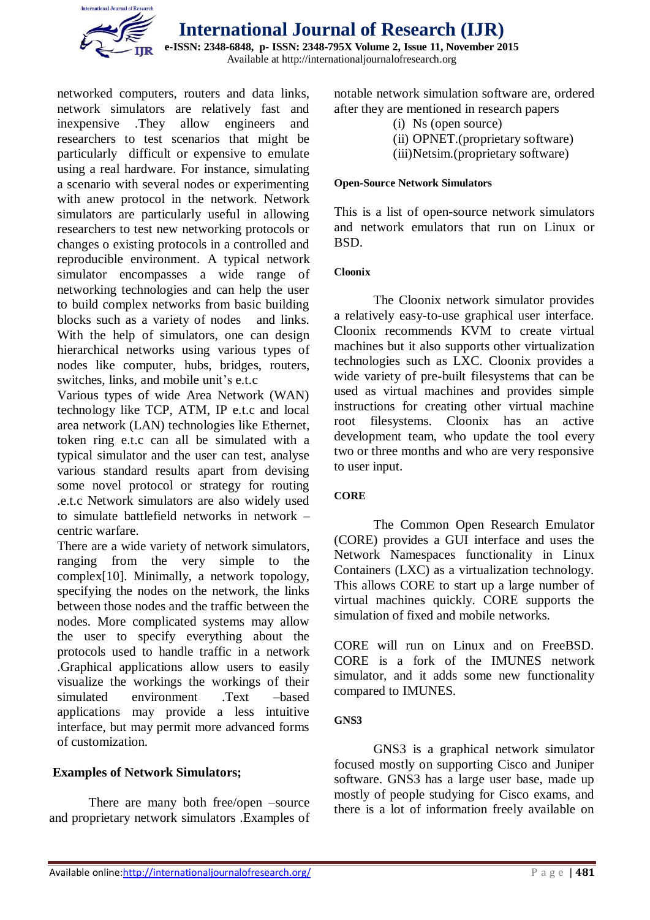networked computers, routers and data links, network simulators are relatively fast and inexpensive .They allow engineers and researchers to test scenarios that might be particularly difficult or expensive to emulate using a real hardware. For instance, simulating a scenario with several nodes or experimenting with anew protocol in the network. Network simulators are particularly useful in allowing researchers to test new networking protocols or changes o existing protocols in a controlled and reproducible environment. A typical network simulator encompasses a wide range of networking technologies and can help the user to build complex networks from basic building blocks such as a variety of nodes and links. With the help of simulators, one can design hierarchical networks using various types of nodes like computer, hubs, bridges, routers, switches, links, and mobile unit's e.t.c

Various types of wide Area Network (WAN) technology like TCP, ATM, IP e.t.c and local area network (LAN) technologies like Ethernet, token ring e.t.c can all be simulated with a typical simulator and the user can test, analyse various standard results apart from devising some novel protocol or strategy for routing .e.t.c Network simulators are also widely used to simulate battlefield networks in network –centric warfare.

There are a wide variety of network simulators, ranging from the very simple to the complex[10]. Minimally, a network topology, specifying the nodes on the network, the links between those nodes and the traffic between the nodes. More complicated systems may allow the user to specify everything about the protocols used to handle traffic in a network .Graphical applications allow users to easily visualize the workings the workings of their simulated environment .Text –based applications may provide a less intuitive interface, but may permit more advanced forms of customization.

## Examples of Network Simulators;

There are many both free/open –source and proprietary network simulators .Examples of notable network simulation software are, ordered after they are mentioned in research papers

(i) Ns (open source)
(ii) OPNET.(proprietary software)
(iii)Netsim.(proprietary software)

### Open-Source Network Simulators

This is a list of open-source network simulators and network emulators that run on Linux or BSD.

#### Cloonix

The Cloonix network simulator provides a relatively easy-to-use graphical user interface. Cloonix recommends KVM to create virtual machines but it also supports other virtualization technologies such as LXC. Cloonix provides a wide variety of pre-built filesystems that can be used as virtual machines and provides simple instructions for creating other virtual machine root filesystems. Cloonix has an active development team, who update the tool every two or three months and who are very responsive to user input.

#### CORE

The Common Open Research Emulator (CORE) provides a GUI interface and uses the Network Namespaces functionality in Linux Containers (LXC) as a virtualization technology. This allows CORE to start up a large number of virtual machines quickly. CORE supports the simulation of fixed and mobile networks.

CORE will run on Linux and on FreeBSD. CORE is a fork of the IMUNES network simulator, and it adds some new functionality compared to IMUNES.

#### GNS3

GNS3 is a graphical network simulator focused mostly on supporting Cisco and Juniper software. GNS3 has a large user base, made up mostly of people studying for Cisco exams, and there is a lot of information freely available on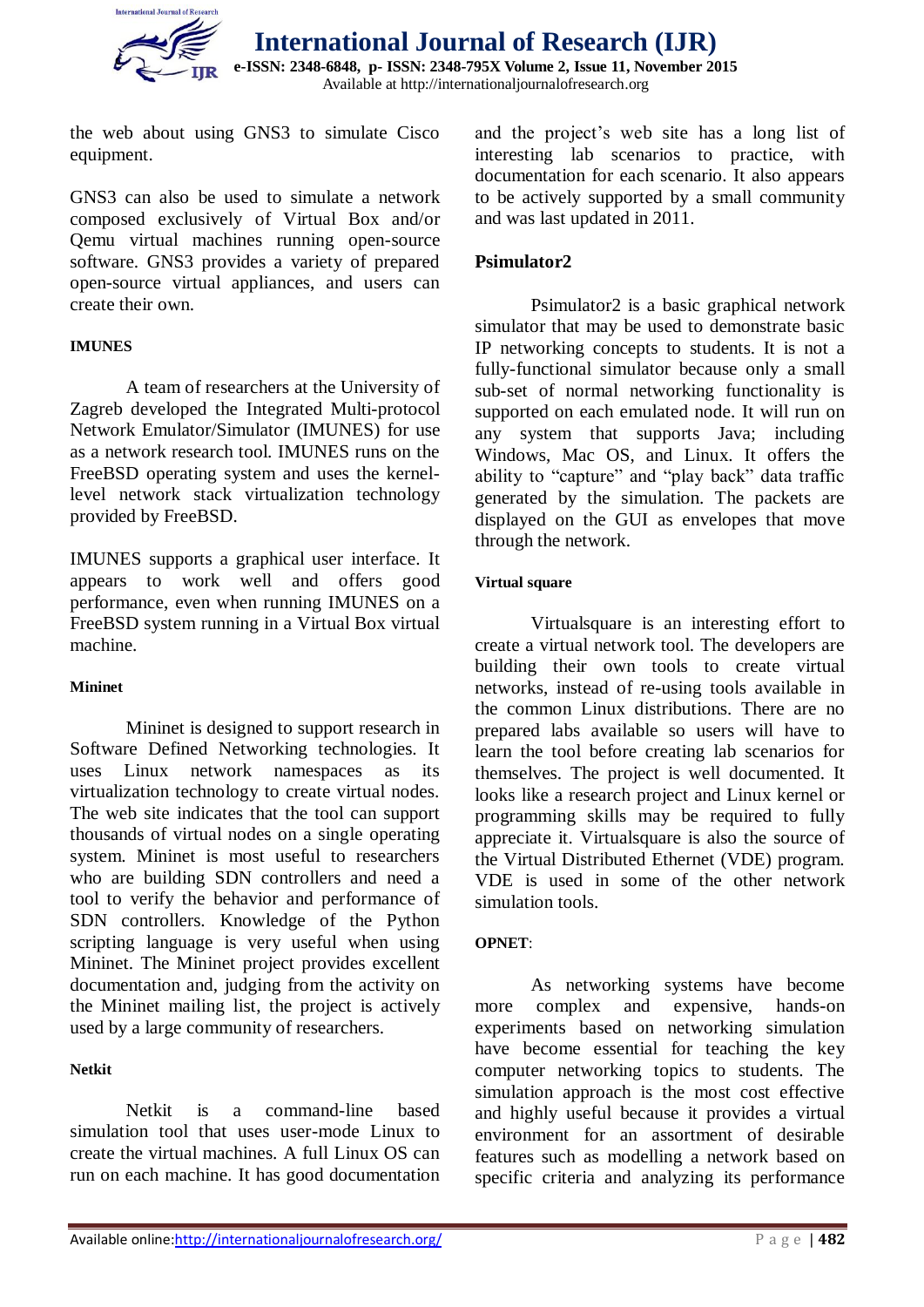the web about using GNS3 to simulate Cisco equipment.

GNS3 can also be used to simulate a network composed exclusively of Virtual Box and/or Qemu virtual machines running open-source software. GNS3 provides a variety of prepared open-source virtual appliances, and users can create their own.

#### IMUNES

A team of researchers at the University of Zagreb developed the Integrated Multi-protocol Network Emulator/Simulator (IMUNES) for use as a network research tool. IMUNES runs on the FreeBSD operating system and uses the kernel-level network stack virtualization technology provided by FreeBSD.

IMUNES supports a graphical user interface. It appears to work well and offers good performance, even when running IMUNES on a FreeBSD system running in a Virtual Box virtual machine.

#### Mininet

Mininet is designed to support research in Software Defined Networking technologies. It uses Linux network namespaces as its virtualization technology to create virtual nodes. The web site indicates that the tool can support thousands of virtual nodes on a single operating system. Mininet is most useful to researchers who are building SDN controllers and need a tool to verify the behavior and performance of SDN controllers. Knowledge of the Python scripting language is very useful when using Mininet. The Mininet project provides excellent documentation and, judging from the activity on the Mininet mailing list, the project is actively used by a large community of researchers.

#### Netkit

Netkit is a command-line based simulation tool that uses user-mode Linux to create the virtual machines. A full Linux OS can run on each machine. It has good documentation and the project's web site has a long list of interesting lab scenarios to practice, with documentation for each scenario. It also appears to be actively supported by a small community and was last updated in 2011.

### Psimulator2

Psimulator2 is a basic graphical network simulator that may be used to demonstrate basic IP networking concepts to students. It is not a fully-functional simulator because only a small sub-set of normal networking functionality is supported on each emulated node. It will run on any system that supports Java; including Windows, Mac OS, and Linux. It offers the ability to "capture" and "play back" data traffic generated by the simulation. The packets are displayed on the GUI as envelopes that move through the network.

#### Virtual square

Virtualsquare is an interesting effort to create a virtual network tool. The developers are building their own tools to create virtual networks, instead of re-using tools available in the common Linux distributions. There are no prepared labs available so users will have to learn the tool before creating lab scenarios for themselves. The project is well documented. It looks like a research project and Linux kernel or programming skills may be required to fully appreciate it. Virtualsquare is also the source of the Virtual Distributed Ethernet (VDE) program. VDE is used in some of the other network simulation tools.

#### OPNET:

As networking systems have become more complex and expensive, hands-on experiments based on networking simulation have become essential for teaching the key computer networking topics to students. The simulation approach is the most cost effective and highly useful because it provides a virtual environment for an assortment of desirable features such as modelling a network based on specific criteria and analyzing its performance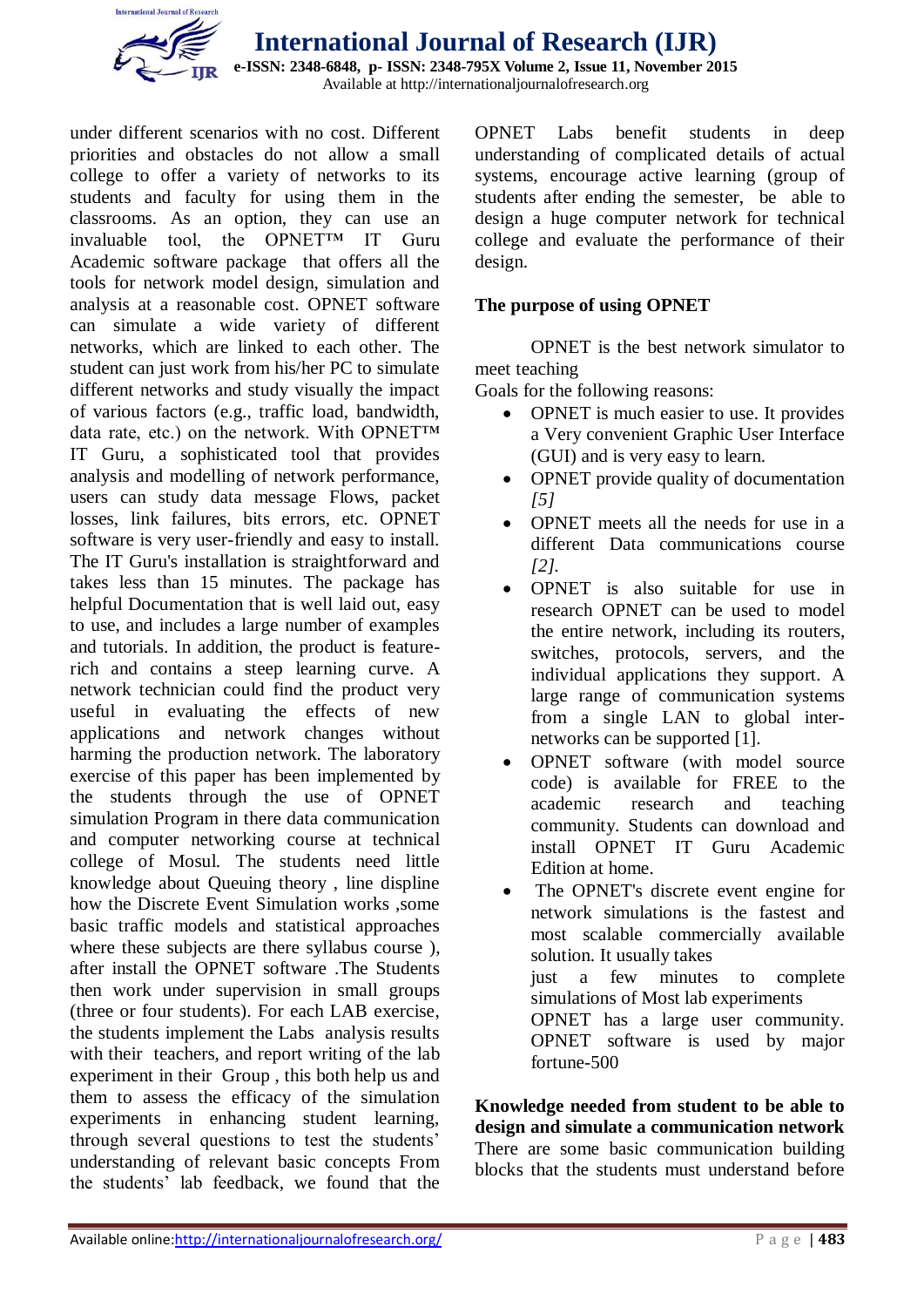under different scenarios with no cost. Different priorities and obstacles do not allow a small college to offer a variety of networks to its students and faculty for using them in the classrooms. As an option, they can use an invaluable tool, the OPNET™ IT Guru Academic software package that offers all the tools for network model design, simulation and analysis at a reasonable cost. OPNET software can simulate a wide variety of different networks, which are linked to each other. The student can just work from his/her PC to simulate different networks and study visually the impact of various factors (e.g., traffic load, bandwidth, data rate, etc.) on the network. With OPNET™ IT Guru, a sophisticated tool that provides analysis and modelling of network performance, users can study data message Flows, packet losses, link failures, bits errors, etc. OPNET software is very user-friendly and easy to install. The IT Guru's installation is straightforward and takes less than 15 minutes. The package has helpful Documentation that is well laid out, easy to use, and includes a large number of examples and tutorials. In addition, the product is feature-rich and contains a steep learning curve. A network technician could find the product very useful in evaluating the effects of new applications and network changes without harming the production network. The laboratory exercise of this paper has been implemented by the students through the use of OPNET simulation Program in there data communication and computer networking course at technical college of Mosul. The students need little knowledge about Queuing theory , line displine how the Discrete Event Simulation works ,some basic traffic models and statistical approaches where these subjects are there syllabus course ), after install the OPNET software .The Students then work under supervision in small groups (three or four students). For each LAB exercise, the students implement the Labs analysis results with their teachers, and report writing of the lab experiment in their Group , this both help us and them to assess the efficacy of the simulation experiments in enhancing student learning, through several questions to test the students' understanding of relevant basic concepts From the students' lab feedback, we found that the OPNET Labs benefit students in deep understanding of complicated details of actual systems, encourage active learning (group of students after ending the semester, be able to design a huge computer network for technical college and evaluate the performance of their design.

**The purpose of using OPNET**

OPNET is the best network simulator to meet teaching
Goals for the following reasons:

- OPNET is much easier to use. It provides a Very convenient Graphic User Interface (GUI) and is very easy to learn.
- OPNET provide quality of documentation *[5]*
- OPNET meets all the needs for use in a different Data communications course *[2].*
- OPNET is also suitable for use in research OPNET can be used to model the entire network, including its routers, switches, protocols, servers, and the individual applications they support. A large range of communication systems from a single LAN to global inter-networks can be supported [1].
- OPNET software (with model source code) is available for FREE to the academic research and teaching community. Students can download and install OPNET IT Guru Academic Edition at home.
- The OPNET's discrete event engine for network simulations is the fastest and most scalable commercially available solution. It usually takes just a few minutes to complete simulations of Most lab experiments OPNET has a large user community. OPNET software is used by major fortune-500

**Knowledge needed from student to be able to design and simulate a communication network**

There are some basic communication building blocks that the students must understand before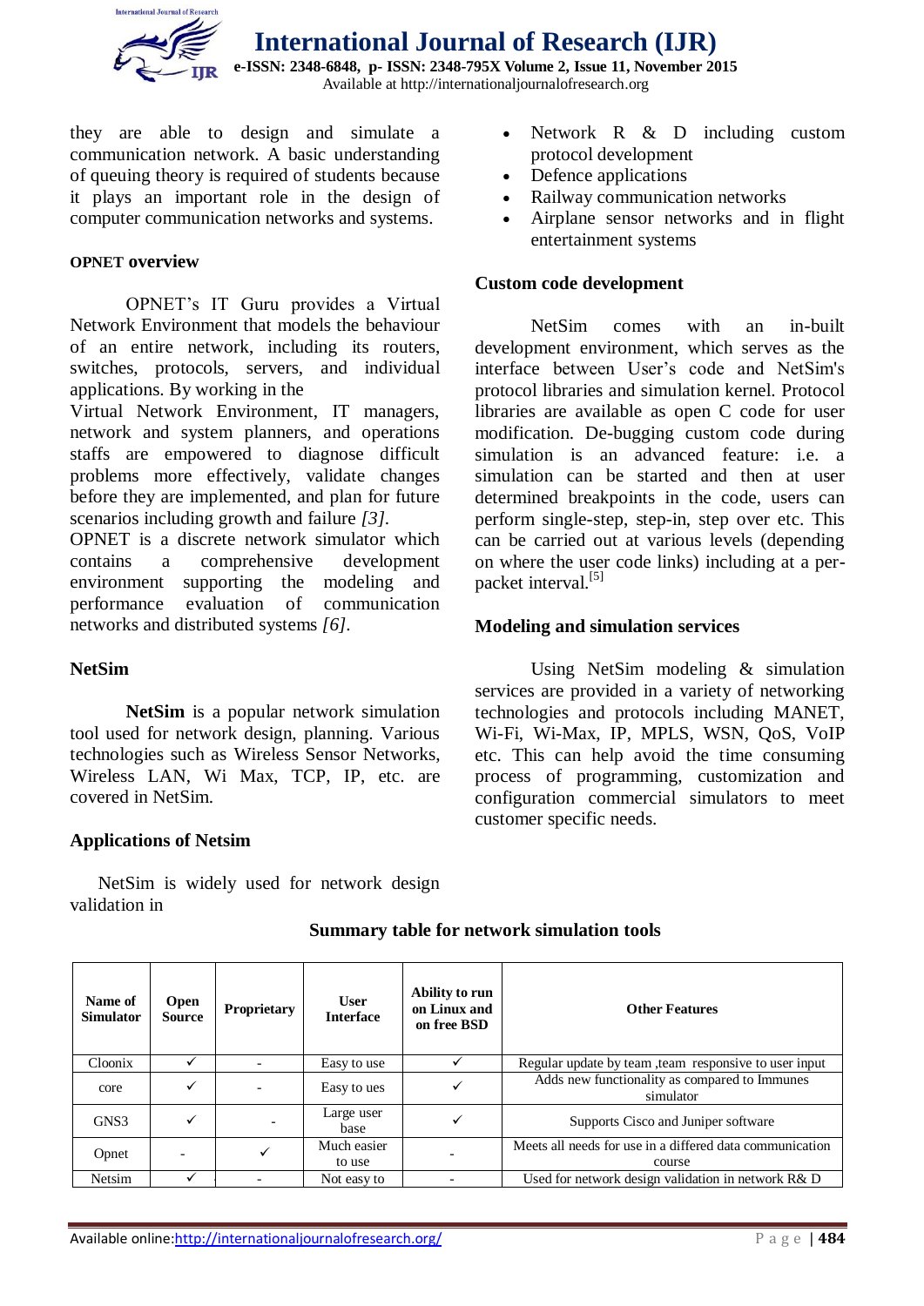they are able to design and simulate a communication network. A basic understanding of queuing theory is required of students because it plays an important role in the design of computer communication networks and systems.

**OPNET overview**

OPNET's IT Guru provides a Virtual Network Environment that models the behaviour of an entire network, including its routers, switches, protocols, servers, and individual applications. By working in the Virtual Network Environment, IT managers, network and system planners, and operations staffs are empowered to diagnose difficult problems more effectively, validate changes before they are implemented, and plan for future scenarios including growth and failure *[3]*.
OPNET is a discrete network simulator which contains a comprehensive development environment supporting the modeling and performance evaluation of communication networks and distributed systems *[6]*.

**NetSim**

**NetSim** is a popular network simulation tool used for network design, planning. Various technologies such as Wireless Sensor Networks, Wireless LAN, Wi Max, TCP, IP, etc. are covered in NetSim.

**Applications of Netsim**

NetSim is widely used for network design validation in

- Network R & D including custom protocol development
- Defence applications
- Railway communication networks
- Airplane sensor networks and in flight entertainment systems

**Custom code development**

NetSim comes with an in-built development environment, which serves as the interface between User's code and NetSim's protocol libraries and simulation kernel. Protocol libraries are available as open C code for user modification. De-bugging custom code during simulation is an advanced feature: i.e. a simulation can be started and then at user determined breakpoints in the code, users can perform single-step, step-in, step over etc. This can be carried out at various levels (depending on where the user code links) including at a per-packet interval.[5]

**Modeling and simulation services**

Using NetSim modeling & simulation services are provided in a variety of networking technologies and protocols including MANET, Wi-Fi, Wi-Max, IP, MPLS, WSN, QoS, VoIP etc. This can help avoid the time consuming process of programming, customization and configuration commercial simulators to meet customer specific needs.

**Summary table for network simulation tools**

| Name of Simulator | Open Source | Proprietary | User Interface | Ability to run on Linux and on free BSD | Other Features |
|---|---|---|---|---|---|
| Cloonix | ✓ | - | Easy to use | ✓ | Regular update by team ,team responsive to user input |
| core | ✓ | - | Easy to ues | ✓ | Adds new functionality as compared to Immunes simulator |
| GNS3 | ✓ | - | Large user base | ✓ | Supports Cisco and Juniper software |
| Opnet | - | ✓ | Much easier to use | - | Meets all needs for use in a differed data communication course |
| Netsim | ✓ | - | Not easy to | - | Used for network design validation in network R& D |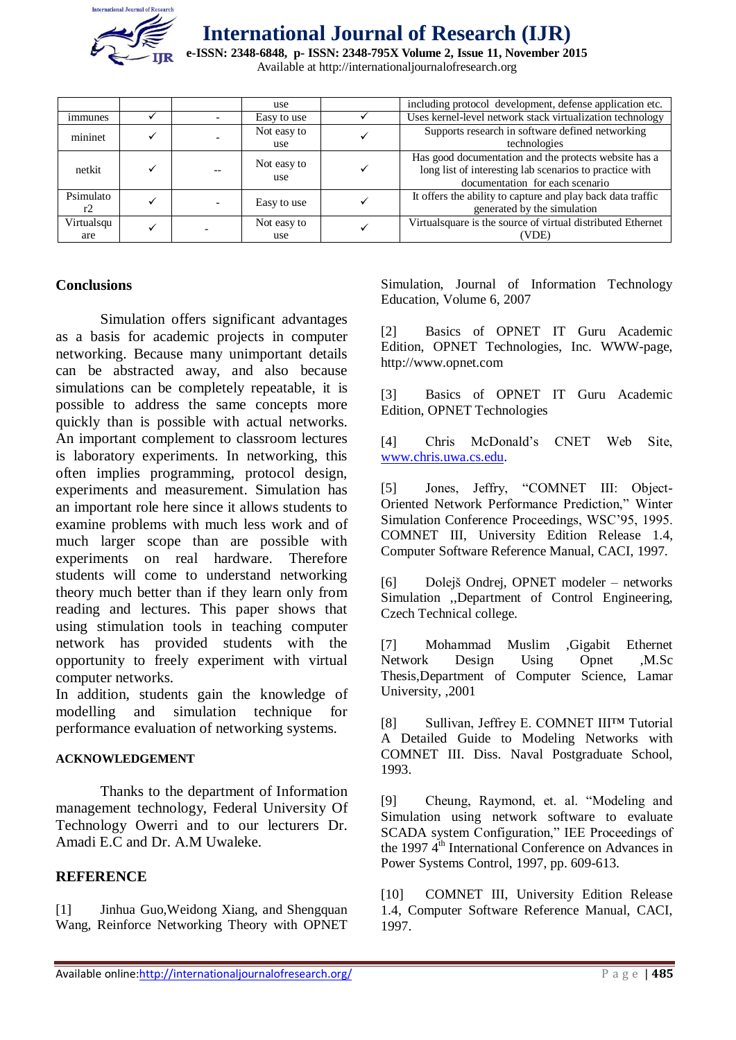| | | | | | |
|---|---|---|---|---|---|
| | | | use | | including protocol development, defense application etc. |
| immunes | ✓ | - | Easy to use | ✓ | Uses kernel-level network stack virtualization technology |
| mininet | ✓ | - | Not easy to use | ✓ | Supports research in software defined networking technologies |
| netkit | ✓ | -- | Not easy to use | ✓ | Has good documentation and the protects website has a long list of interesting lab scenarios to practice with documentation for each scenario |
| Psimulator2 | ✓ | - | Easy to use | ✓ | It offers the ability to capture and play back data traffic generated by the simulation |
| Virtualsquare | ✓ | - | Not easy to use | ✓ | Virtualsquare is the source of virtual distributed Ethernet (VDE) |

## Conclusions

Simulation offers significant advantages as a basis for academic projects in computer networking. Because many unimportant details can be abstracted away, and also because simulations can be completely repeatable, it is possible to address the same concepts more quickly than is possible with actual networks. An important complement to classroom lectures is laboratory experiments. In networking, this often implies programming, protocol design, experiments and measurement. Simulation has an important role here since it allows students to examine problems with much less work and of much larger scope than are possible with experiments on real hardware. Therefore students will come to understand networking theory much better than if they learn only from reading and lectures. This paper shows that using stimulation tools in teaching computer network has provided students with the opportunity to freely experiment with virtual computer networks.

In addition, students gain the knowledge of modelling and simulation technique for performance evaluation of networking systems.

### ACKNOWLEDGEMENT

Thanks to the department of Information management technology, Federal University Of Technology Owerri and to our lecturers Dr. Amadi E.C and Dr. A.M Uwaleke.

## REFERENCE

[1] Jinhua Guo,Weidong Xiang, and Shengquan Wang, Reinforce Networking Theory with OPNET Simulation, Journal of Information Technology Education, Volume 6, 2007

[2] Basics of OPNET IT Guru Academic Edition, OPNET Technologies, Inc. WWW-page, http://www.opnet.com

[3] Basics of OPNET IT Guru Academic Edition, OPNET Technologies

[4] Chris McDonald's CNET Web Site, www.chris.uwa.cs.edu.

[5] Jones, Jeffry, "COMNET III: Object-Oriented Network Performance Prediction," Winter Simulation Conference Proceedings, WSC'95, 1995. COMNET III, University Edition Release 1.4, Computer Software Reference Manual, CACI, 1997.

[6] Dolejš Ondrej, OPNET modeler – networks Simulation ,,Department of Control Engineering, Czech Technical college.

[7] Mohammad Muslim ,Gigabit Ethernet Network Design Using Opnet ,M.Sc Thesis,Department of Computer Science, Lamar University, ,2001

[8] Sullivan, Jeffrey E. COMNET III™ Tutorial A Detailed Guide to Modeling Networks with COMNET III. Diss. Naval Postgraduate School, 1993.

[9] Cheung, Raymond, et. al. "Modeling and Simulation using network software to evaluate SCADA system Configuration," IEE Proceedings of the 1997 4th International Conference on Advances in Power Systems Control, 1997, pp. 609-613.

[10] COMNET III, University Edition Release 1.4, Computer Software Reference Manual, CACI, 1997.